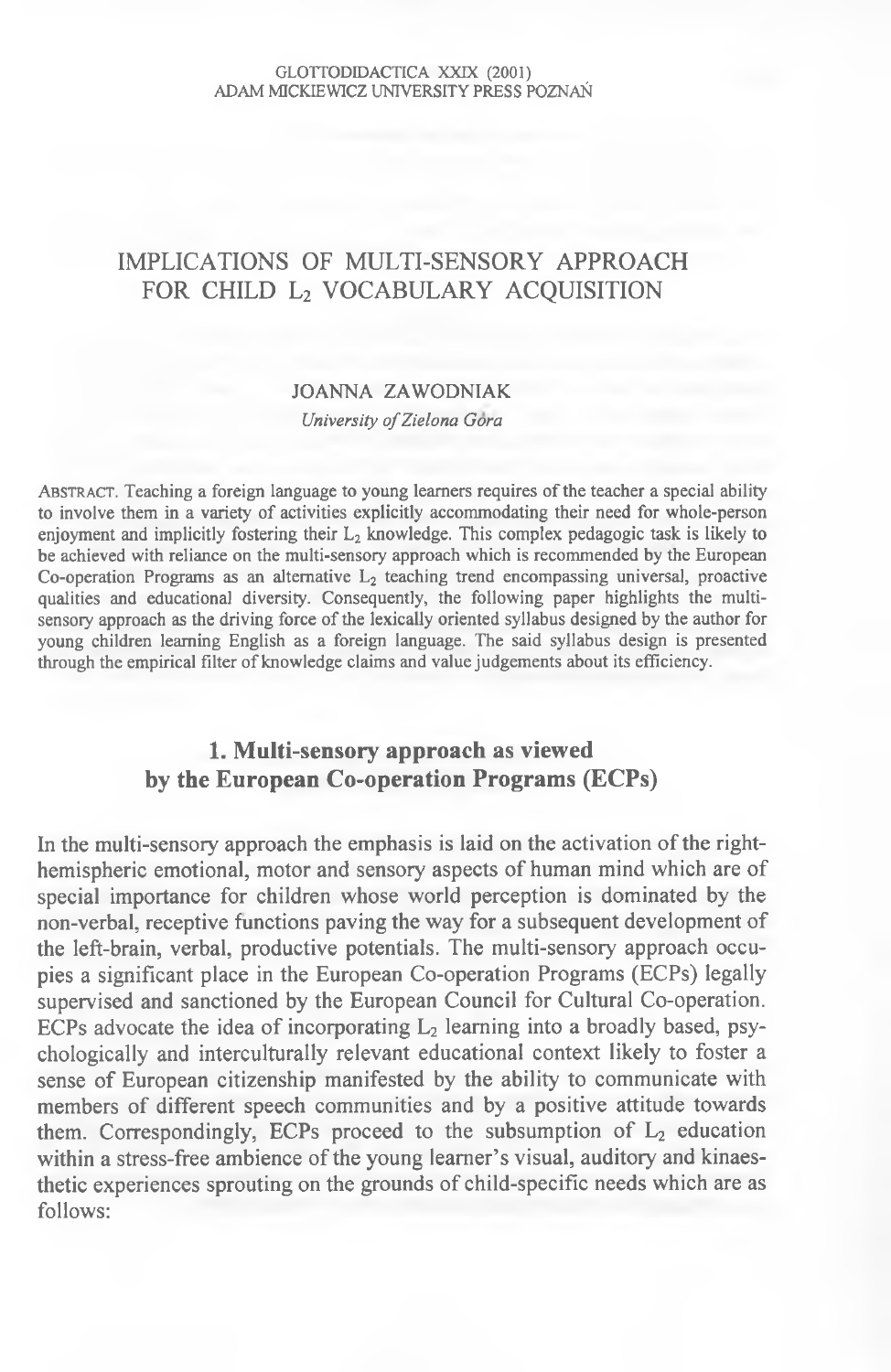# IMPLICATIONS OF MULTI-SENSORY APPROACH FOR CHILD $L_2$ VOCABULARY ACQUISITION

JOANNA ZAWODNIAK

*University of Zielona Góra*

ABSTRACT. Teaching a foreign language to young learners requires of the teacher a special ability to involve them in a variety of activities explicitly accommodating their need for whole-person enjoyment and implicitly fostering their $L_2$ knowledge. This complex pedagogic task is likely to be achieved with reliance on the multi-sensory approach which is recommended by the European Co-operation Programs as an alternative $L_2$ teaching trend encompassing universal, proactive qualities and educational diversity. Consequently, the following paper highlights the multi-sensory approach as the driving force of the lexically oriented syllabus designed by the author for young children learning English as a foreign language. The said syllabus design is presented through the empirical filter of knowledge claims and value judgements about its efficiency.

## 1. Multi-sensory approach as viewed by the European Co-operation Programs (ECPs)

In the multi-sensory approach the emphasis is laid on the activation of the right-hemispheric emotional, motor and sensory aspects of human mind which are of special importance for children whose world perception is dominated by the non-verbal, receptive functions paving the way for a subsequent development of the left-brain, verbal, productive potentials. The multi-sensory approach occupies a significant place in the European Co-operation Programs (ECPs) legally supervised and sanctioned by the European Council for Cultural Co-operation. ECPs advocate the idea of incorporating $L_2$ learning into a broadly based, psychologically and interculturally relevant educational context likely to foster a sense of European citizenship manifested by the ability to communicate with members of different speech communities and by a positive attitude towards them. Correspondingly, ECPs proceed to the subsumption of $L_2$ education within a stress-free ambience of the young learner's visual, auditory and kinaesthetic experiences sprouting on the grounds of child-specific needs which are as follows: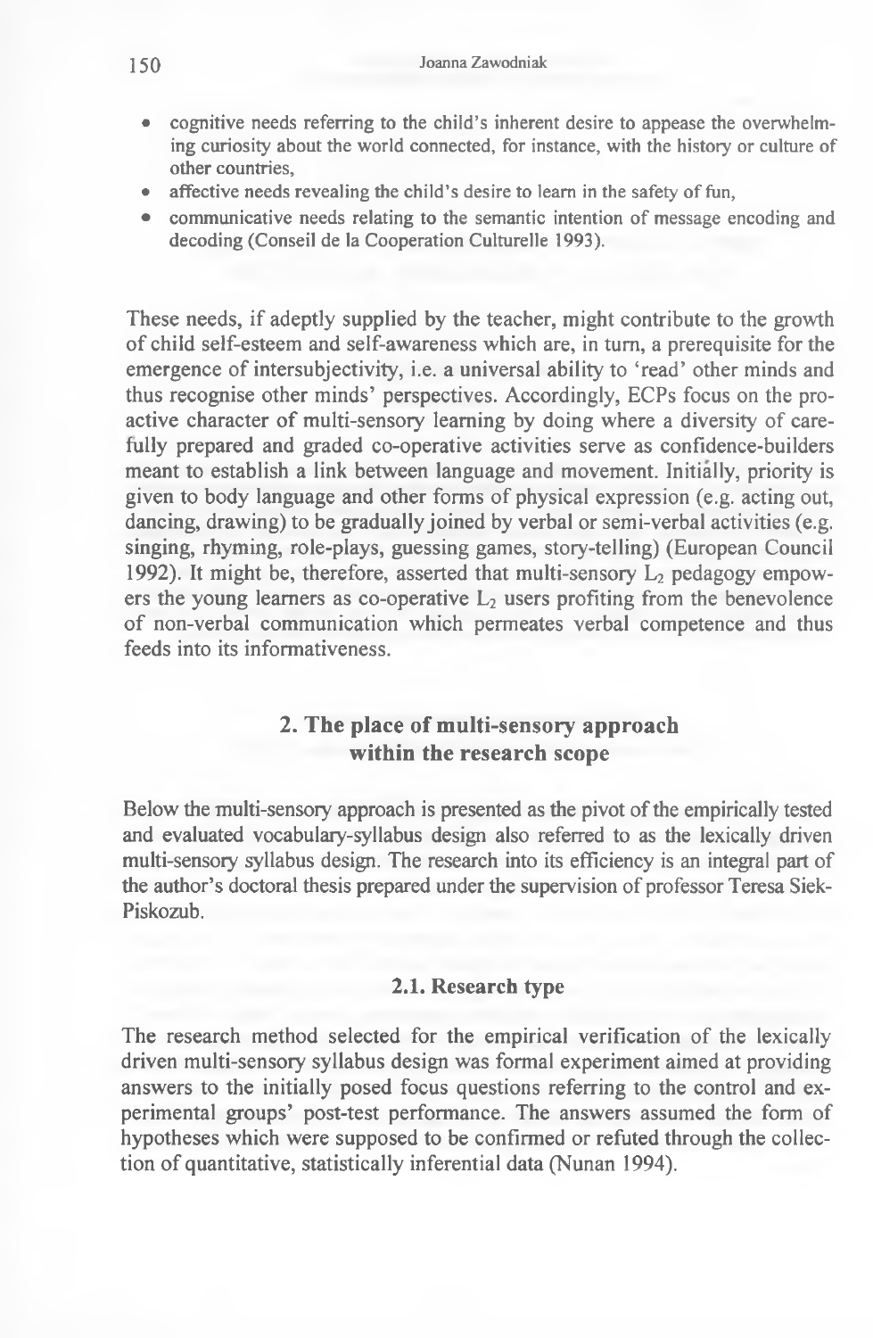- cognitive needs referring to the child's inherent desire to appease the overwhelming curiosity about the world connected, for instance, with the history or culture of other countries,
- affective needs revealing the child's desire to learn in the safety of fun,
- communicative needs relating to the semantic intention of message encoding and decoding (Conseil de la Cooperation Culturelle 1993).

These needs, if adeptly supplied by the teacher, might contribute to the growth of child self-esteem and self-awareness which are, in turn, a prerequisite for the emergence of intersubjectivity, i.e. a universal ability to 'read' other minds and thus recognise other minds' perspectives. Accordingly, ECPs focus on the proactive character of multi-sensory learning by doing where a diversity of carefully prepared and graded co-operative activities serve as confidence-builders meant to establish a link between language and movement. Initially, priority is given to body language and other forms of physical expression (e.g. acting out, dancing, drawing) to be gradually joined by verbal or semi-verbal activities (e.g. singing, rhyming, role-plays, guessing games, story-telling) (European Council 1992). It might be, therefore, asserted that multi-sensory $L_2$ pedagogy empowers the young learners as co-operative $L_2$ users profiting from the benevolence of non-verbal communication which permeates verbal competence and thus feeds into its informativeness.

## 2. The place of multi-sensory approach within the research scope

Below the multi-sensory approach is presented as the pivot of the empirically tested and evaluated vocabulary-syllabus design also referred to as the lexically driven multi-sensory syllabus design. The research into its efficiency is an integral part of the author's doctoral thesis prepared under the supervision of professor Teresa Siek-Piskozub.

### 2.1. Research type

The research method selected for the empirical verification of the lexically driven multi-sensory syllabus design was formal experiment aimed at providing answers to the initially posed focus questions referring to the control and experimental groups' post-test performance. The answers assumed the form of hypotheses which were supposed to be confirmed or refuted through the collection of quantitative, statistically inferential data (Nunan 1994).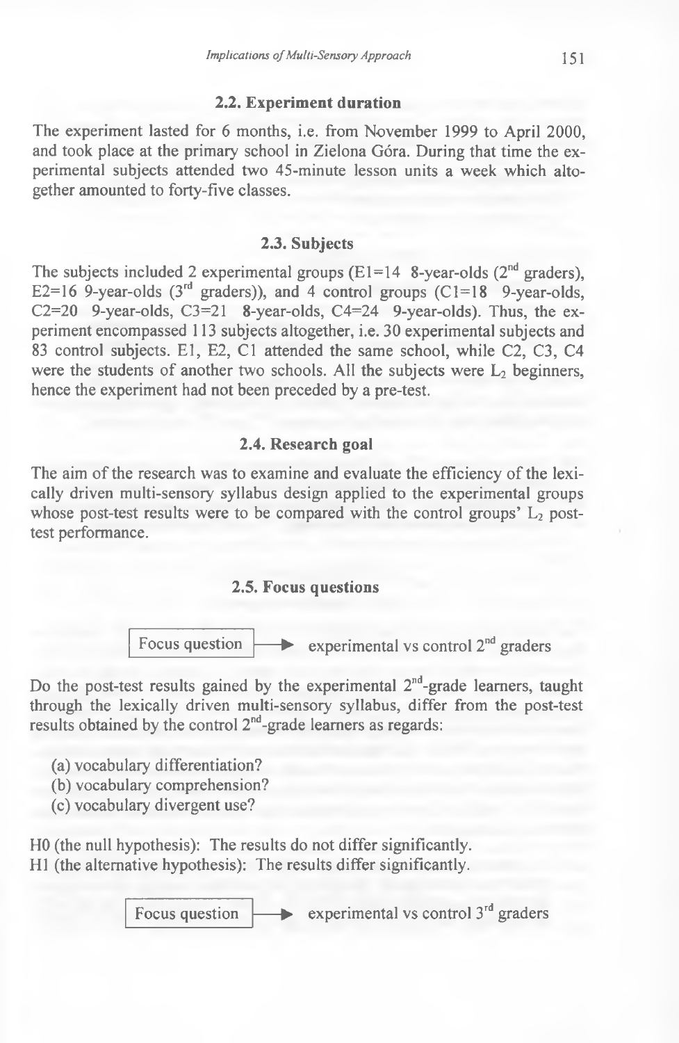### 2.2. Experiment duration

The experiment lasted for 6 months, i.e. from November 1999 to April 2000, and took place at the primary school in Zielona Góra. During that time the experimental subjects attended two 45-minute lesson units a week which altogether amounted to forty-five classes.

### 2.3. Subjects

The subjects included 2 experimental groups (E1=14 8-year-olds (2nd graders), E2=16 9-year-olds (3rd graders)), and 4 control groups (C1=18 9-year-olds, C2=20 9-year-olds, C3=21 8-year-olds, C4=24 9-year-olds). Thus, the experiment encompassed 113 subjects altogether, i.e. 30 experimental subjects and 83 control subjects. E1, E2, C1 attended the same school, while C2, C3, C4 were the students of another two schools. All the subjects were $L_2$ beginners, hence the experiment had not been preceded by a pre-test.

### 2.4. Research goal

The aim of the research was to examine and evaluate the efficiency of the lexically driven multi-sensory syllabus design applied to the experimental groups whose post-test results were to be compared with the control groups' $L_2$ post-test performance.

### 2.5. Focus questions

Focus question → experimental vs control 2nd graders

Do the post-test results gained by the experimental 2nd-grade learners, taught through the lexically driven multi-sensory syllabus, differ from the post-test results obtained by the control 2nd-grade learners as regards:

(a) vocabulary differentiation?
(b) vocabulary comprehension?
(c) vocabulary divergent use?

H0 (the null hypothesis): The results do not differ significantly.
H1 (the alternative hypothesis): The results differ significantly.

Focus question → experimental vs control 3rd graders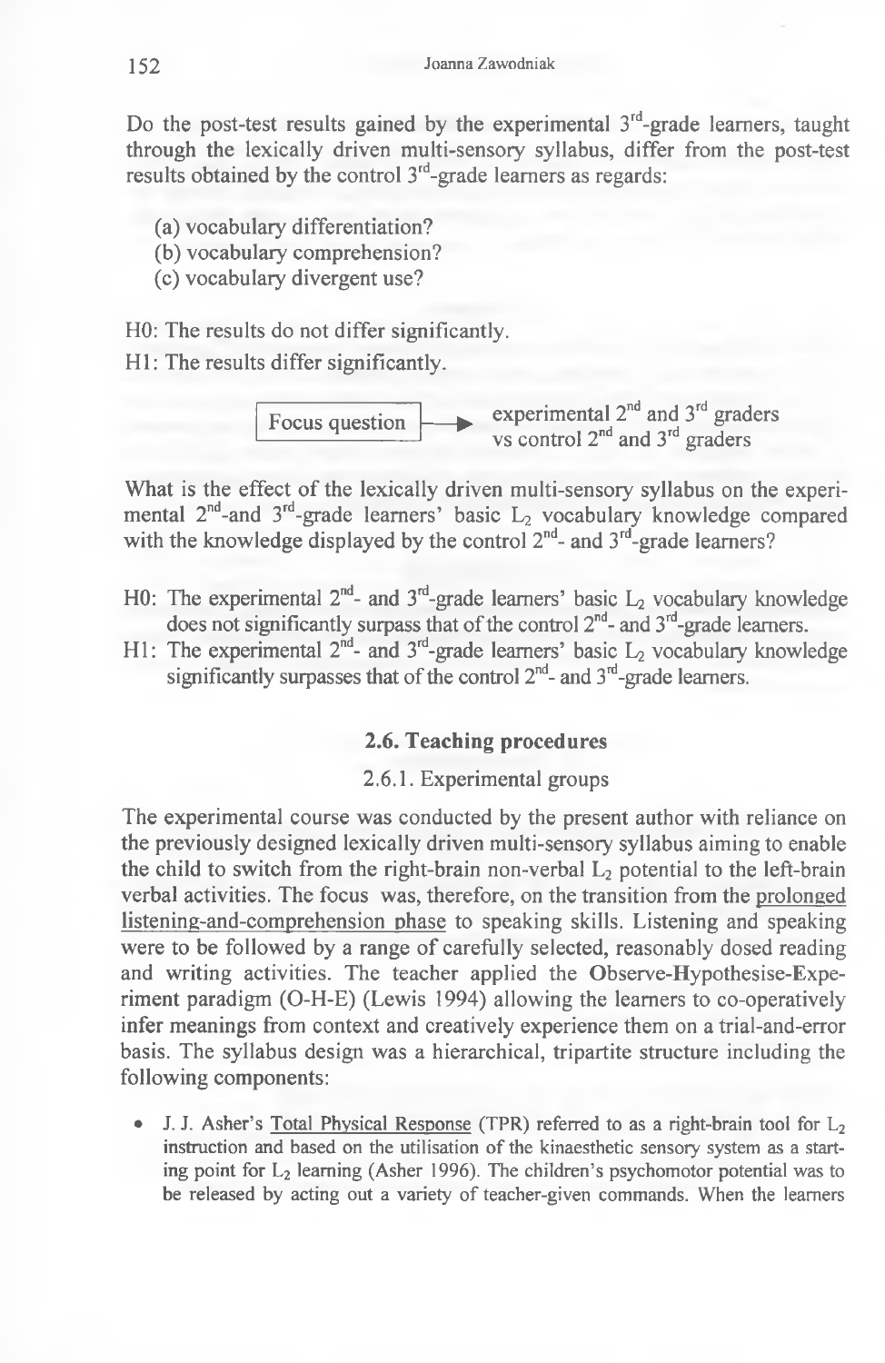Do the post-test results gained by the experimental 3rd-grade learners, taught through the lexically driven multi-sensory syllabus, differ from the post-test results obtained by the control 3rd-grade learners as regards:

(a) vocabulary differentiation?
(b) vocabulary comprehension?
(c) vocabulary divergent use?

H0: The results do not differ significantly.

H1: The results differ significantly.

Focus question → experimental 2nd and 3rd graders vs control 2nd and 3rd graders

What is the effect of the lexically driven multi-sensory syllabus on the experimental 2nd-and 3rd-grade learners' basic $L_2$ vocabulary knowledge compared with the knowledge displayed by the control 2nd- and 3rd-grade learners?

H0: The experimental 2nd- and 3rd-grade learners' basic $L_2$ vocabulary knowledge does not significantly surpass that of the control 2nd- and 3rd-grade learners.

H1: The experimental 2nd- and 3rd-grade learners' basic $L_2$ vocabulary knowledge significantly surpasses that of the control 2nd- and 3rd-grade learners.

### 2.6. Teaching procedures

#### 2.6.1. Experimental groups

The experimental course was conducted by the present author with reliance on the previously designed lexically driven multi-sensory syllabus aiming to enable the child to switch from the right-brain non-verbal $L_2$ potential to the left-brain verbal activities. The focus was, therefore, on the transition from the prolonged listening-and-comprehension phase to speaking skills. Listening and speaking were to be followed by a range of carefully selected, reasonably dosed reading and writing activities. The teacher applied the Observe-Hypothesise-Experiment paradigm (O-H-E) (Lewis 1994) allowing the learners to co-operatively infer meanings from context and creatively experience them on a trial-and-error basis. The syllabus design was a hierarchical, tripartite structure including the following components:

- J. J. Asher's Total Physical Response (TPR) referred to as a right-brain tool for $L_2$ instruction and based on the utilisation of the kinaesthetic sensory system as a starting point for $L_2$ learning (Asher 1996). The children's psychomotor potential was to be released by acting out a variety of teacher-given commands. When the learners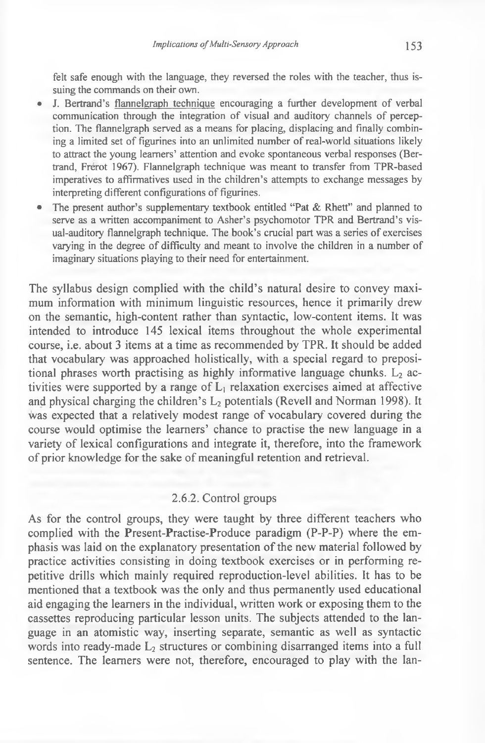felt safe enough with the language, they reversed the roles with the teacher, thus issuing the commands on their own.

- J. Bertrand's flannelgraph technique encouraging a further development of verbal communication through the integration of visual and auditory channels of perception. The flannelgraph served as a means for placing, displacing and finally combining a limited set of figurines into an unlimited number of real-world situations likely to attract the young learners' attention and evoke spontaneous verbal responses (Bertrand, Frérot 1967). Flannelgraph technique was meant to transfer from TPR-based imperatives to affirmatives used in the children's attempts to exchange messages by interpreting different configurations of figurines.
- The present author's supplementary textbook entitled "Pat & Rhett" and planned to serve as a written accompaniment to Asher's psychomotor TPR and Bertrand's visual-auditory flannelgraph technique. The book's crucial part was a series of exercises varying in the degree of difficulty and meant to involve the children in a number of imaginary situations playing to their need for entertainment.

The syllabus design complied with the child's natural desire to convey maximum information with minimum linguistic resources, hence it primarily drew on the semantic, high-content rather than syntactic, low-content items. It was intended to introduce 145 lexical items throughout the whole experimental course, i.e. about 3 items at a time as recommended by TPR. It should be added that vocabulary was approached holistically, with a special regard to prepositional phrases worth practising as highly informative language chunks. $L_2$ activities were supported by a range of $L_1$ relaxation exercises aimed at affective and physical charging the children's $L_2$ potentials (Revell and Norman 1998). It was expected that a relatively modest range of vocabulary covered during the course would optimise the learners' chance to practise the new language in a variety of lexical configurations and integrate it, therefore, into the framework of prior knowledge for the sake of meaningful retention and retrieval.

### 2.6.2. Control groups

As for the control groups, they were taught by three different teachers who complied with the Present-Practise-Produce paradigm (P-P-P) where the emphasis was laid on the explanatory presentation of the new material followed by practice activities consisting in doing textbook exercises or in performing repetitive drills which mainly required reproduction-level abilities. It has to be mentioned that a textbook was the only and thus permanently used educational aid engaging the learners in the individual, written work or exposing them to the cassettes reproducing particular lesson units. The subjects attended to the language in an atomistic way, inserting separate, semantic as well as syntactic words into ready-made $L_2$ structures or combining disarranged items into a full sentence. The learners were not, therefore, encouraged to play with the lan-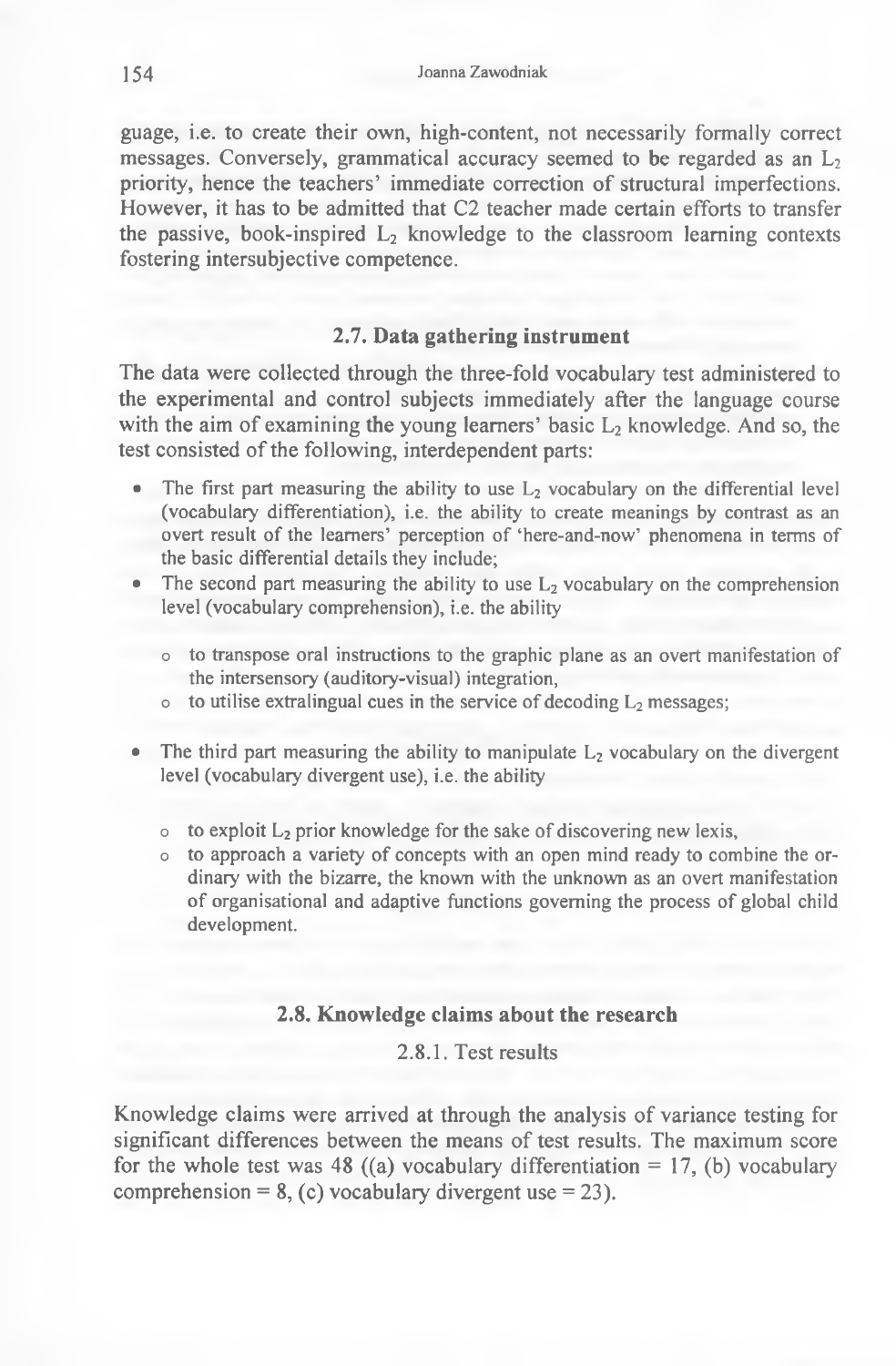guage, i.e. to create their own, high-content, not necessarily formally correct messages. Conversely, grammatical accuracy seemed to be regarded as an $L_2$ priority, hence the teachers' immediate correction of structural imperfections. However, it has to be admitted that C2 teacher made certain efforts to transfer the passive, book-inspired $L_2$ knowledge to the classroom learning contexts fostering intersubjective competence.

### 2.7. Data gathering instrument

The data were collected through the three-fold vocabulary test administered to the experimental and control subjects immediately after the language course with the aim of examining the young learners' basic $L_2$ knowledge. And so, the test consisted of the following, interdependent parts:

- The first part measuring the ability to use $L_2$ vocabulary on the differential level (vocabulary differentiation), i.e. the ability to create meanings by contrast as an overt result of the learners' perception of 'here-and-now' phenomena in terms of the basic differential details they include;
- The second part measuring the ability to use $L_2$ vocabulary on the comprehension level (vocabulary comprehension), i.e. the ability
    - to transpose oral instructions to the graphic plane as an overt manifestation of the intersensory (auditory-visual) integration,
    - to utilise extralingual cues in the service of decoding $L_2$ messages;
- The third part measuring the ability to manipulate $L_2$ vocabulary on the divergent level (vocabulary divergent use), i.e. the ability
    - to exploit $L_2$ prior knowledge for the sake of discovering new lexis,
    - to approach a variety of concepts with an open mind ready to combine the ordinary with the bizarre, the known with the unknown as an overt manifestation of organisational and adaptive functions governing the process of global child development.

### 2.8. Knowledge claims about the research

#### 2.8.1. Test results

Knowledge claims were arrived at through the analysis of variance testing for significant differences between the means of test results. The maximum score for the whole test was 48 ((a) vocabulary differentiation = 17, (b) vocabulary comprehension = 8, (c) vocabulary divergent use = 23).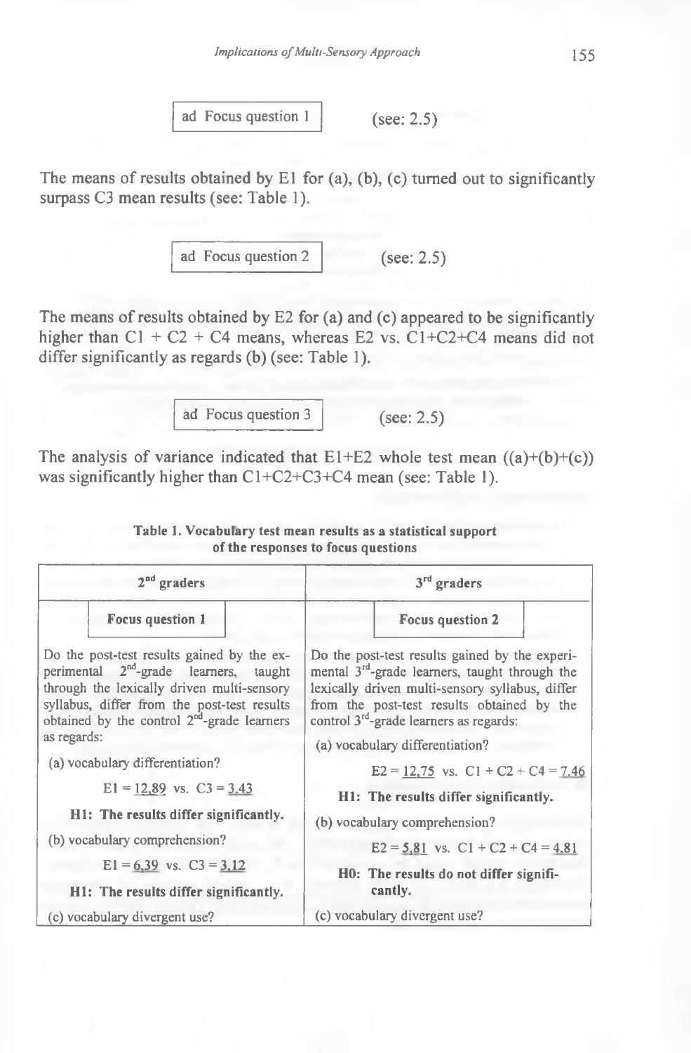ad Focus question 1 (see: 2.5)

The means of results obtained by E1 for (a), (b), (c) turned out to significantly surpass C3 mean results (see: Table 1).

ad Focus question 2 (see: 2.5)

The means of results obtained by E2 for (a) and (c) appeared to be significantly higher than C1 + C2 + C4 means, whereas E2 vs. C1+C2+C4 means did not differ significantly as regards (b) (see: Table 1).

ad Focus question 3 (see: 2.5)

The analysis of variance indicated that E1+E2 whole test mean ((a)+(b)+(c)) was significantly higher than C1+C2+C3+C4 mean (see: Table 1).

**Table 1. Vocabulary test mean results as a statistical support of the responses to focus questions**

| 2[nd] graders | 3[rd] graders |
|---|---|
| **Focus question 1** | **Focus question 2** |
| Do the post-test results gained by the experimental 2[nd]-grade learners, taught through the lexically driven multi-sensory syllabus, differ from the post-test results obtained by the control 2[nd]-grade learners as regards: | Do the post-test results gained by the experimental 3[rd]-grade learners, taught through the lexically driven multi-sensory syllabus, differ from the post-test results obtained by the control 3[rd]-grade learners as regards: |
| (a) vocabulary differentiation? | (a) vocabulary differentiation? |
| E1 = 12,89 vs. C3 = 3,43 | E2 = 12,75 vs. C1 + C2 + C4 = 7,46 |
| **H1: The results differ significantly.** | **H1: The results differ significantly.** |
| (b) vocabulary comprehension? | (b) vocabulary comprehension? |
| E1 = 6,39 vs. C3 = 3,12 | E2 = 5,81 vs. C1 + C2 + C4 = 4,81 |
| **H1: The results differ significantly.** | **H0: The results do not differ significantly.** |
| (c) vocabulary divergent use? | (c) vocabulary divergent use? |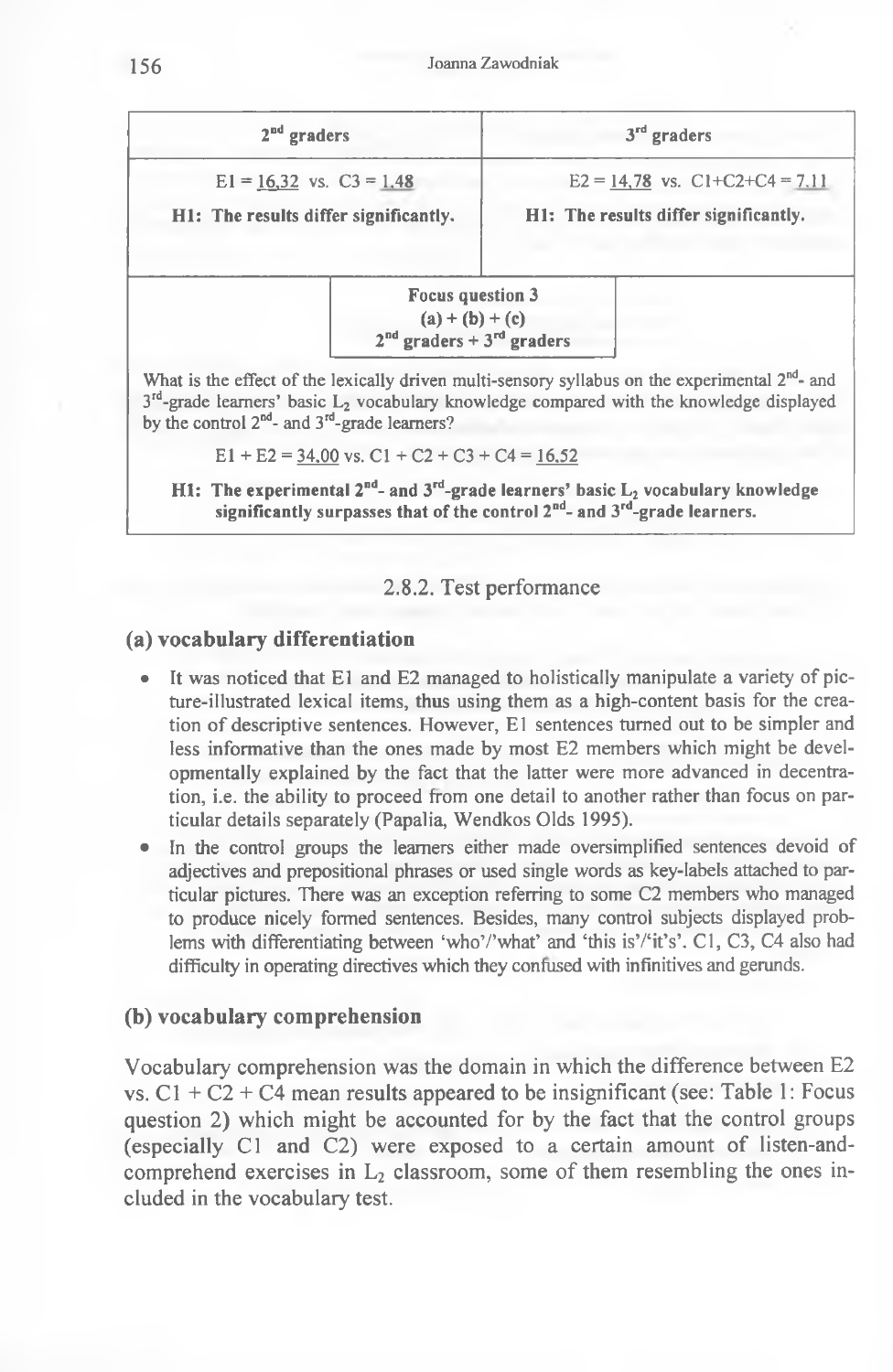| 2nd graders | 3rd graders |
| --- | --- |
| E1 = <u>16,32</u> vs. C3 = <u>1,48</u><br>**H1: The results differ significantly.** | E2 = <u>14,78</u> vs. C1+C2+C4 = <u>7,11</u><br>**H1: The results differ significantly.** |

| **Focus question 3**<br>**(a) + (b) + (c)**<br>**2nd graders + 3rd graders** |
| --- |
| What is the effect of the lexically driven multi-sensory syllabus on the experimental 2nd- and 3rd-grade learners' basic $L_2$ vocabulary knowledge compared with the knowledge displayed by the control 2nd- and 3rd-grade learners? |
| E1 + E2 = <u>34,00</u> vs. C1 + C2 + C3 + C4 = <u>16,52</u> |
| **H1: The experimental 2nd- and 3rd-grade learners' basic $L_2$ vocabulary knowledge significantly surpasses that of the control 2nd- and 3rd-grade learners.** |

### 2.8.2. Test performance

#### (a) vocabulary differentiation

- It was noticed that E1 and E2 managed to holistically manipulate a variety of picture-illustrated lexical items, thus using them as a high-content basis for the creation of descriptive sentences. However, E1 sentences turned out to be simpler and less informative than the ones made by most E2 members which might be developmentally explained by the fact that the latter were more advanced in decentration, i.e. the ability to proceed from one detail to another rather than focus on particular details separately (Papalia, Wendkos Olds 1995).
- In the control groups the learners either made oversimplified sentences devoid of adjectives and prepositional phrases or used single words as key-labels attached to particular pictures. There was an exception referring to some C2 members who managed to produce nicely formed sentences. Besides, many control subjects displayed problems with differentiating between 'who'/'what' and 'this is'/'it's'. C1, C3, C4 also had difficulty in operating directives which they confused with infinitives and gerunds.

#### (b) vocabulary comprehension

Vocabulary comprehension was the domain in which the difference between E2 vs. C1 + C2 + C4 mean results appeared to be insignificant (see: Table 1: Focus question 2) which might be accounted for by the fact that the control groups (especially C1 and C2) were exposed to a certain amount of listen-and-comprehend exercises in $L_2$ classroom, some of them resembling the ones included in the vocabulary test.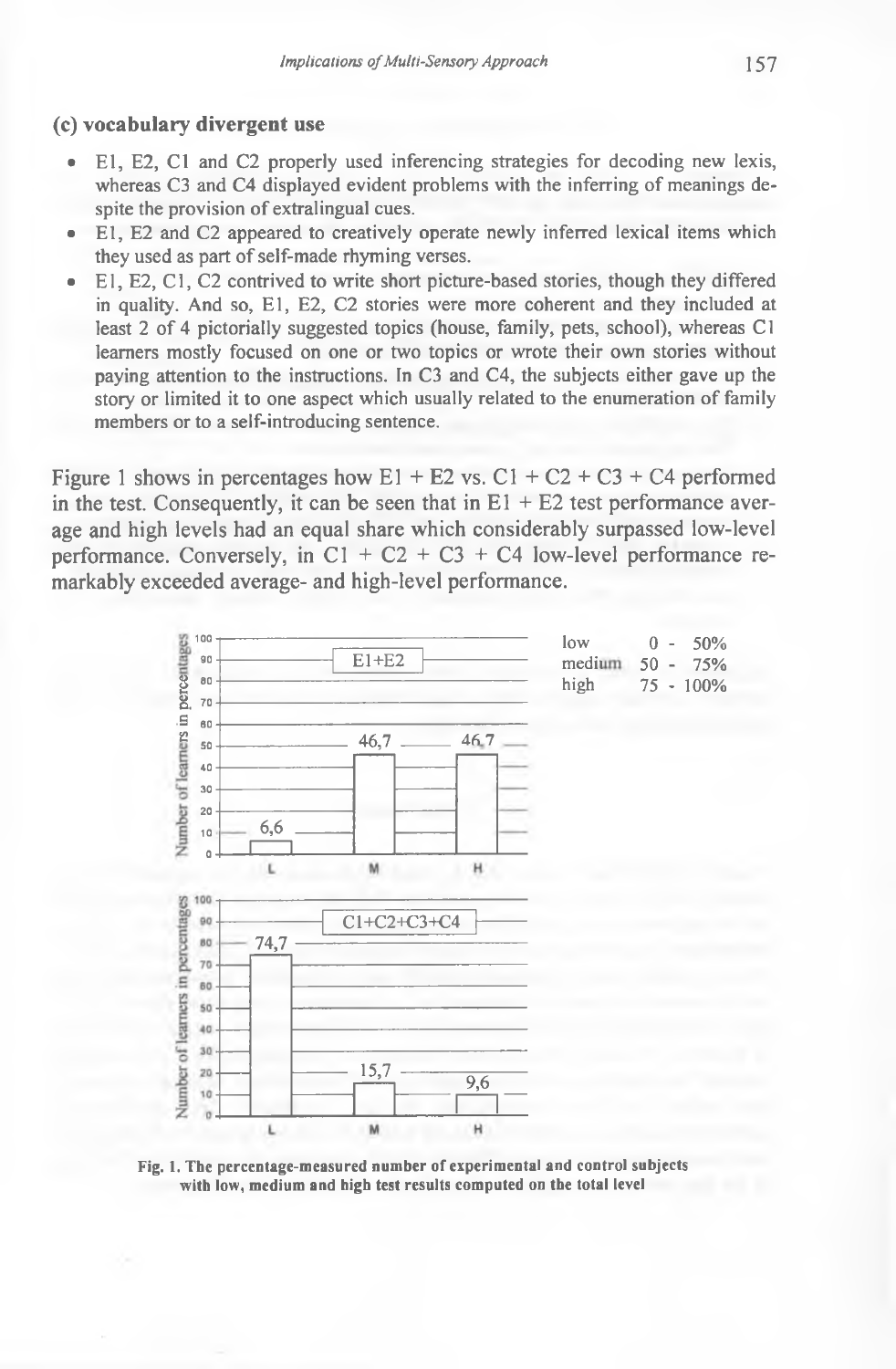**(c) vocabulary divergent use**

- E1, E2, C1 and C2 properly used inferencing strategies for decoding new lexis, whereas C3 and C4 displayed evident problems with the inferring of meanings despite the provision of extralingual cues.
- E1, E2 and C2 appeared to creatively operate newly inferred lexical items which they used as part of self-made rhyming verses.
- E1, E2, C1, C2 contrived to write short picture-based stories, though they differed in quality. And so, E1, E2, C2 stories were more coherent and they included at least 2 of 4 pictorially suggested topics (house, family, pets, school), whereas C1 learners mostly focused on one or two topics or wrote their own stories without paying attention to the instructions. In C3 and C4, the subjects either gave up the story or limited it to one aspect which usually related to the enumeration of family members or to a self-introducing sentence.

Figure 1 shows in percentages how E1 + E2 vs. C1 + C2 + C3 + C4 performed in the test. Consequently, it can be seen that in E1 + E2 test performance average and high levels had an equal share which considerably surpassed low-level performance. Conversely, in C1 + C2 + C3 + C4 low-level performance remarkably exceeded average- and high-level performance.

| | L | M | H |
|---|---|---|---|
| E1+E2 | 6,6 | 46,7 | 46,7 |
| C1+C2+C3+C4 | 74,7 | 15,7 | 9,6 |

low 0 - 50%
medium 50 - 75%
high 75 - 100%

Fig. 1. The percentage-measured number of experimental and control subjects with low, medium and high test results computed on the total level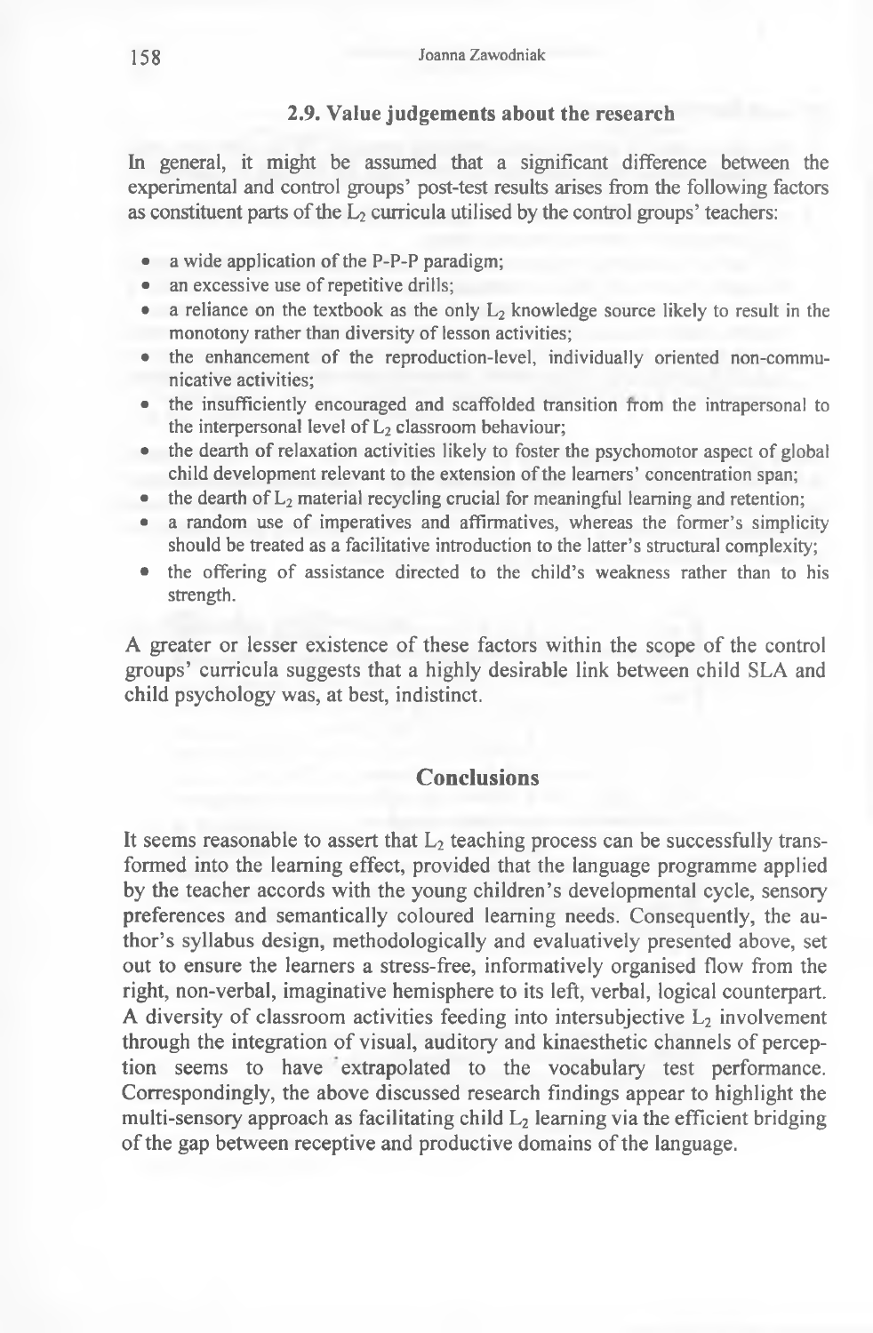### 2.9. Value judgements about the research

In general, it might be assumed that a significant difference between the experimental and control groups' post-test results arises from the following factors as constituent parts of the $L_2$ curricula utilised by the control groups' teachers:

- a wide application of the P-P-P paradigm;
- an excessive use of repetitive drills;
- a reliance on the textbook as the only $L_2$ knowledge source likely to result in the monotony rather than diversity of lesson activities;
- the enhancement of the reproduction-level, individually oriented non-communicative activities;
- the insufficiently encouraged and scaffolded transition from the intrapersonal to the interpersonal level of $L_2$ classroom behaviour;
- the dearth of relaxation activities likely to foster the psychomotor aspect of global child development relevant to the extension of the learners' concentration span;
- the dearth of $L_2$ material recycling crucial for meaningful learning and retention;
- a random use of imperatives and affirmatives, whereas the former's simplicity should be treated as a facilitative introduction to the latter's structural complexity;
- the offering of assistance directed to the child's weakness rather than to his strength.

A greater or lesser existence of these factors within the scope of the control groups' curricula suggests that a highly desirable link between child SLA and child psychology was, at best, indistinct.

## Conclusions

It seems reasonable to assert that $L_2$ teaching process can be successfully transformed into the learning effect, provided that the language programme applied by the teacher accords with the young children's developmental cycle, sensory preferences and semantically coloured learning needs. Consequently, the author's syllabus design, methodologically and evaluatively presented above, set out to ensure the learners a stress-free, informatively organised flow from the right, non-verbal, imaginative hemisphere to its left, verbal, logical counterpart. A diversity of classroom activities feeding into intersubjective $L_2$ involvement through the integration of visual, auditory and kinaesthetic channels of perception seems to have extrapolated to the vocabulary test performance. Correspondingly, the above discussed research findings appear to highlight the multi-sensory approach as facilitating child $L_2$ learning via the efficient bridging of the gap between receptive and productive domains of the language.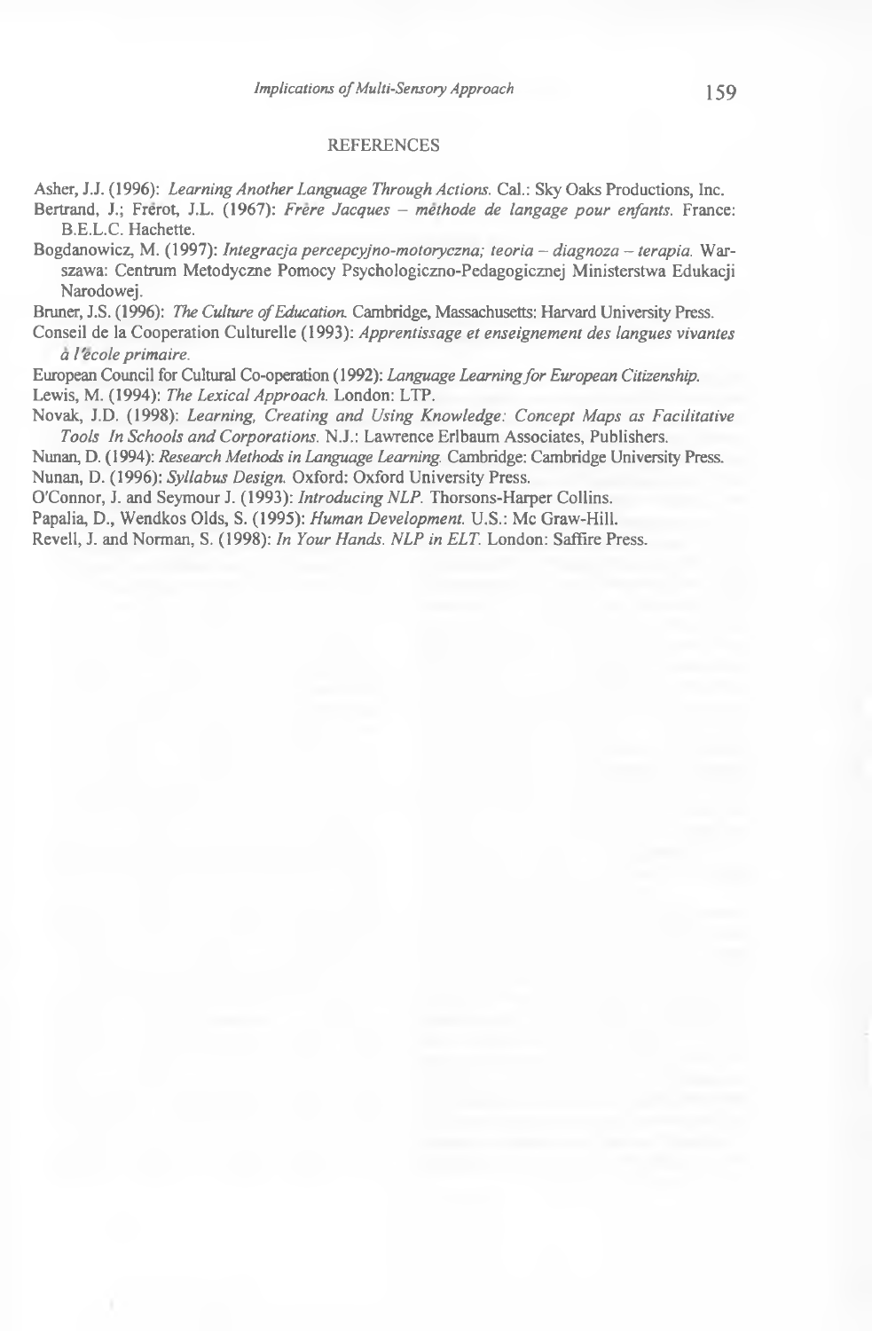## REFERENCES

Asher, J.J. (1996): *Learning Another Language Through Actions.* Cal.: Sky Oaks Productions, Inc.

Bertrand, J.; Frérot, J.L. (1967): *Frère Jacques – méthode de langage pour enfants.* France: B.E.L.C. Hachette.

Bogdanowicz, M. (1997): *Integracja percepcyjno-motoryczna; teoria – diagnoza – terapia.* Warszawa: Centrum Metodyczne Pomocy Psychologiczno-Pedagogicznej Ministerstwa Edukacji Narodowej.

Bruner, J.S. (1996): *The Culture of Education.* Cambridge, Massachusetts: Harvard University Press.

Conseil de la Cooperation Culturelle (1993): *Apprentissage et enseignement des langues vivantes à l'école primaire.*

European Council for Cultural Co-operation (1992): *Language Learning for European Citizenship.*

Lewis, M. (1994): *The Lexical Approach.* London: LTP.

Novak, J.D. (1998): *Learning, Creating and Using Knowledge: Concept Maps as Facilitative Tools In Schools and Corporations.* N.J.: Lawrence Erlbaum Associates, Publishers.

Nunan, D. (1994): *Research Methods in Language Learning.* Cambridge: Cambridge University Press.

Nunan, D. (1996): *Syllabus Design.* Oxford: Oxford University Press.

O'Connor, J. and Seymour J. (1993): *Introducing NLP.* Thorsons-Harper Collins.

Papalia, D., Wendkos Olds, S. (1995): *Human Development.* U.S.: Mc Graw-Hill.

Revell, J. and Norman, S. (1998): *In Your Hands. NLP in ELT.* London: Saffire Press.